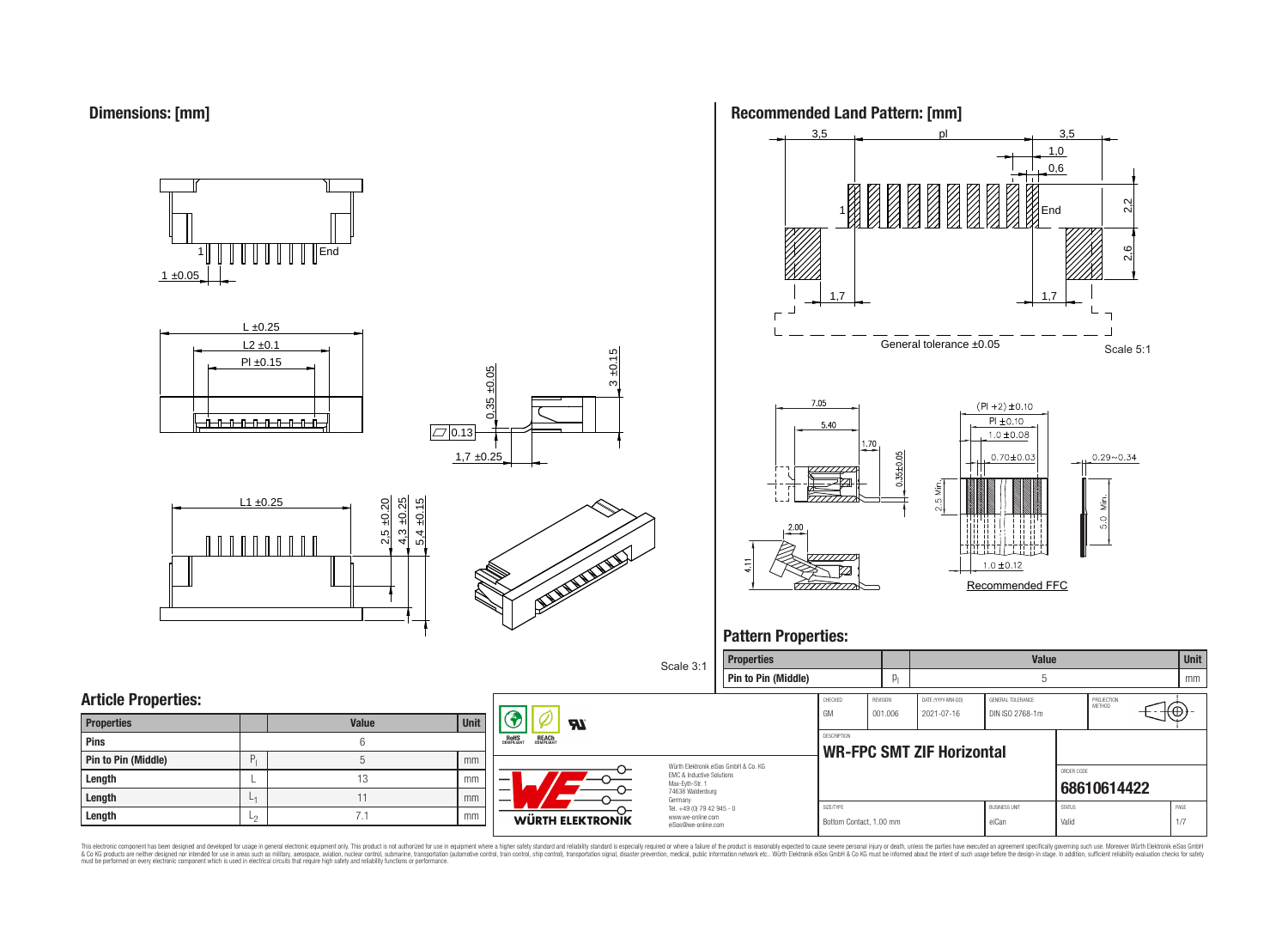## Dimensions: [mm]

1 ±0.05

L ±0.25

L2 ±0.1

Pl ±0.15

0.35 ±0.05

3 ±0.15

0.13

1,7 ±0.25

L1 ±0.25

2,5 ±0.20

4,3 ±0.25

5,4 ±0.15

Scale 3:1

## Recommended Land Pattern: [mm]

3,5 pl 3,5

1,0

0,6

2,2

2,6

1,7 1,7

General tolerance ±0.05

Scale 5:1

7.05

5.40

1.70

0.35±0.05

2.00

4.11

(Pl +2) ±0.10

Pl ±0.10

1.0 ±0.08

0.70±0.03

0.29~0.34

2.5 Min.

5.0 Min.

1.0 ±0.12

Recommended FFC

## Pattern Properties:

| Properties | | Value | Unit |
|---|---|---|---|
| Pin to Pin (Middle) | $p_l$ | 5 | mm |

## Article Properties:

| Properties | | Value | Unit |
|---|---|---|---|
| Pins | | 6 | |
| Pin to Pin (Middle) | $P_l$ | 5 | mm |
| Length | L | 13 | mm |
| Length | $L_1$ | 11 | mm |
| Length | $L_2$ | 7.1 | mm |

Würth Elektronik eiSos GmbH & Co. KG
EMC & Inductive Solutions
Max-Eyth-Str. 1
74638 Waldenburg
Germany
Tel. +49 (0) 79 42 945 - 0
www.we-online.com
eiSos@we-online.com

| CHECKED | REVISION | DATE (YYYY-MM-DD) | GENERAL TOLERANCE | PROJECTION METHOD |
|---|---|---|---|---|
| GM | 001.006 | 2021-07-16 | DIN ISO 2768-1m | |

DESCRIPTION: **WR-FPC SMT ZIF Horizontal**

ORDER CODE: **68610614422**

| SIZE/TYPE | BUSINESS UNIT | STATUS | PAGE |
|---|---|---|---|
| Bottom Contact, 1.00 mm | eiCan | Valid | 1/7 |

This electronic component has been designed and developed for usage in general electronic equipment only. This product is not authorized for use in equipment where a higher safety standard and reliability standard is especially required or where a failure of the product is reasonably expected to cause severe personal injury or death, unless the parties have executed an agreement specifically governing such use. Moreover Würth Elektronik eiSos GmbH & Co KG products are neither designed nor intended for use in areas such as military, aerospace, aviation, nuclear control, submarine, transportation (automotive control, train control, ship control), transportation signal, disaster prevention, medical, public information network etc.. Würth Elektronik eiSos GmbH & Co KG must be informed about the intent of such usage before the design-in stage. In addition, sufficient reliability evaluation checks for safety must be performed on every electronic component which is used in electrical circuits that require high safety and reliability functions or performance.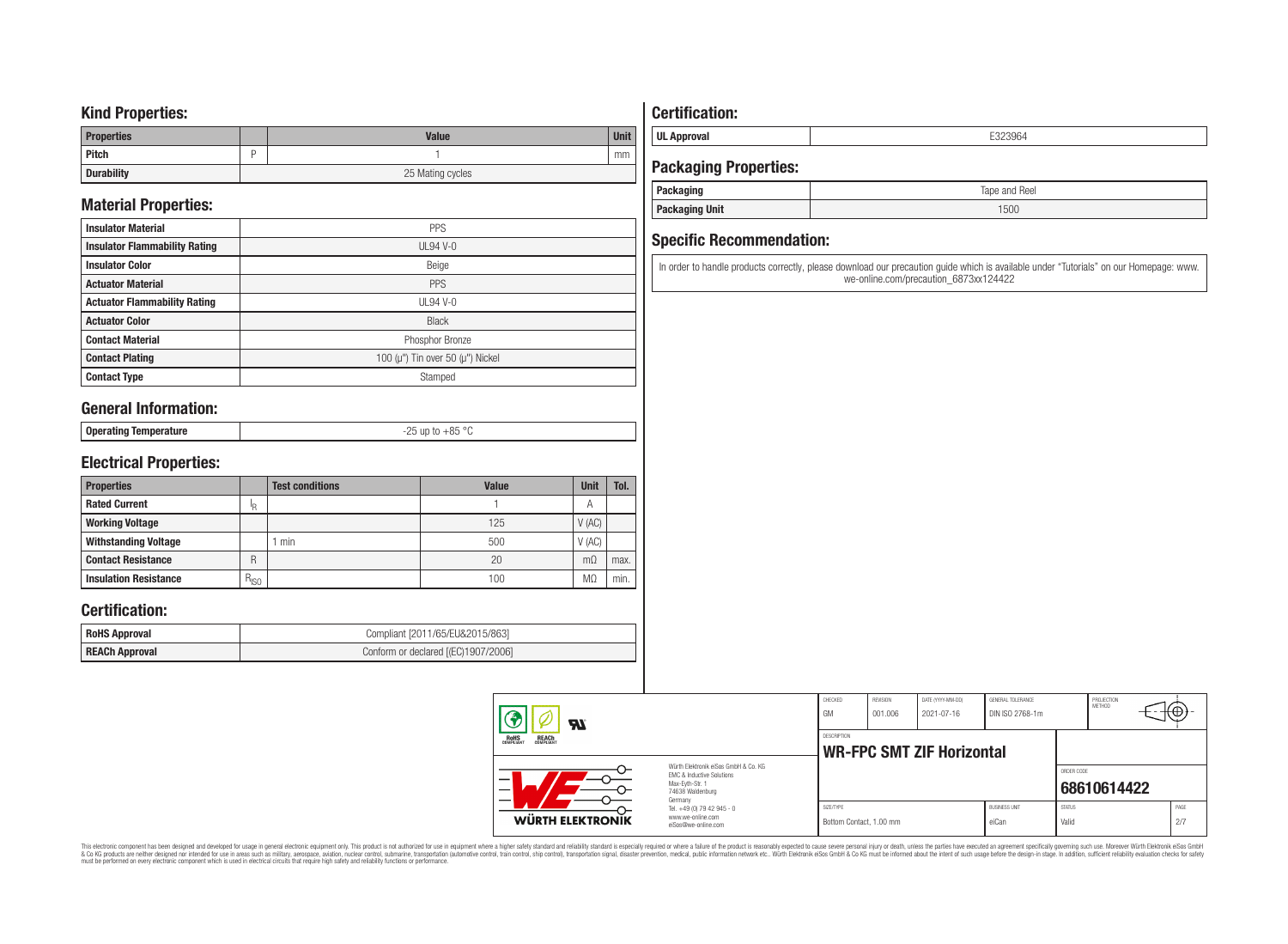## Kind Properties:

| Properties | | Value | Unit |
|---|---|---|---|
| Pitch | P | 1 | mm |
| Durability | | 25 Mating cycles | |

## Material Properties:

| | |
|---|---|
| Insulator Material | PPS |
| Insulator Flammability Rating | UL94 V-0 |
| Insulator Color | Beige |
| Actuator Material | PPS |
| Actuator Flammability Rating | UL94 V-0 |
| Actuator Color | Black |
| Contact Material | Phosphor Bronze |
| Contact Plating | 100 (µ") Tin over 50 (µ") Nickel |
| Contact Type | Stamped |

## General Information:

| | |
|---|---|
| Operating Temperature | -25 up to +85 °C |

## Electrical Properties:

| Properties | | Test conditions | Value | Unit | Tol. |
|---|---|---|---|---|---|
| Rated Current | $I_R$ | | 1 | A | |
| Working Voltage | | | 125 | V (AC) | |
| Withstanding Voltage | | 1 min | 500 | V (AC) | |
| Contact Resistance | R | | 20 | mΩ | max. |
| Insulation Resistance | $R_{ISO}$ | | 100 | MΩ | min. |

## Certification:

| | |
|---|---|
| RoHS Approval | Compliant [2011/65/EU&2015/863] |
| REACh Approval | Conform or declared [(EC)1907/2006] |

## Certification:

| | |
|---|---|
| UL Approval | E323964 |

## Packaging Properties:

| | |
|---|---|
| Packaging | Tape and Reel |
| Packaging Unit | 1500 |

## Specific Recommendation:

In order to handle products correctly, please download our precaution guide which is available under "Tutorials" on our Homepage: www.we-online.com/precaution_6873xx124422

| CHECKED | REVISION | DATE (YYYY-MM-DD) | GENERAL TOLERANCE | PROJECTION METHOD |
|---|---|---|---|---|
| GM | 001.006 | 2021-07-16 | DIN ISO 2768-1m | |

Würth Elektronik eiSos GmbH & Co. KG
EMC & Inductive Solutions
Max-Eyth-Str. 1
74638 Waldenburg
Germany
Tel. +49 (0) 79 42 945 - 0
www.we-online.com
eiSos@we-online.com

DESCRIPTION: **WR-FPC SMT ZIF Horizontal**

ORDER CODE: **68610614422**

| SIZE/TYPE | BUSINESS UNIT | STATUS | PAGE |
|---|---|---|---|
| Bottom Contact, 1.00 mm | eiCan | Valid | 2/7 |

This electronic component has been designed and developed for usage in general electronic equipment only. This product is not authorized for use in equipment where a higher safety standard and reliability standard is especially required or where a failure of the product is reasonably expected to cause severe personal injury or death, unless the parties have executed an agreement specifically governing such use. Moreover Würth Elektronik eiSos GmbH & Co KG products are neither designed nor intended for use in areas such as military, aerospace, aviation, nuclear control, submarine, transportation (automotive control, train control, ship control), transportation signal, disaster prevention, medical, public information network etc.. Würth Elektronik eiSos GmbH & Co KG must be informed about the intent of such usage before the design-in stage. In addition, sufficient reliability evaluation checks for safety must be performed on every electronic component which is used in electrical circuits that require high safety and reliability functions or performance.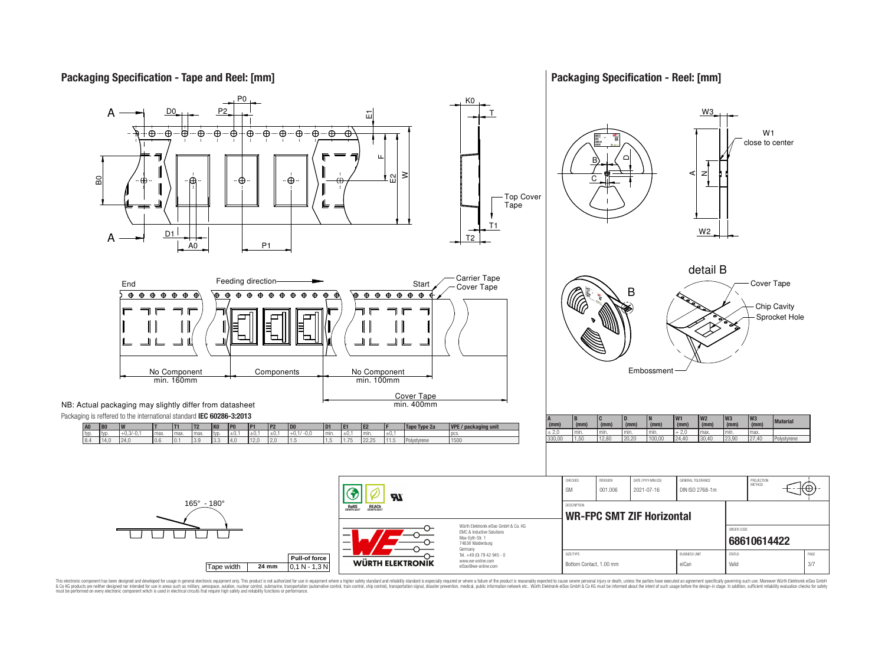## Packaging Specification - Tape and Reel: [mm]

NB: Actual packaging may slightly differ from datasheet

Packaging is reffered to the international standard **IEC 60286-3:2013**

| A0 | B0 | W | T | T1 | T2 | K0 | P0 | P1 | P2 | D0 | D1 | E1 | E2 | F | Tape Type 2a | VPE / packaging unit |
|---|---|---|---|---|---|---|---|---|---|---|---|---|---|---|---|---|
| typ. | typ. | +0,3/-0,1 | max. | max. | max. | typ. | ±0,1 | ±0,1 | ±0,1 | +0,1/ -0,0 | min. | ±0,1 | min. | ±0,1 | | pcs. |
| 8.4 | 14,0 | 24,0 | 0,6 | 0,1 | 3,9 | 3,3 | 4,0 | 12,0 | 2,0 | 1,5 | 1,5 | 1,75 | 22,25 | 11,5 | Polystyrene | 1500 |

End — Feeding direction — Start

No Component min. 160mm | Components | No Component min. 100mm | Cover Tape min. 400mm

Carrier Tape, Cover Tape, Top Cover Tape

165° - 180°

| Tape width | Pull-of force |
|---|---|
| 24 mm | 0,1 N - 1,3 N |

## Packaging Specification - Reel: [mm]

W1 close to center

detail B: Cover Tape, Chip Cavity, Sprocket Hole, Embossment

| A (mm) | B (mm) | C (mm) | D (mm) | N (mm) | W1 (mm) | W2 (mm) | W3 (mm) | W3 (mm) | Material |
|---|---|---|---|---|---|---|---|---|---|
| ± 2,0 | min. | min. | min. | min. | + 2,0 | max. | min. | max. | |
| 330,00 | 1,50 | 12,80 | 20,20 | 100,00 | 24,40 | 30,40 | 23,90 | 27,40 | Polystyrene |

| CHECKED | REVISION | DATE (YYYY-MM-DD) | GENERAL TOLERANCE | PROJECTION METHOD |
|---|---|---|---|---|
| GM | 001.006 | 2021-07-16 | DIN ISO 2768-1m | |

DESCRIPTION: **WR-FPC SMT ZIF Horizontal**

ORDER CODE: **68610614422**

| SIZE/TYPE | BUSINESS UNIT | STATUS | PAGE |
|---|---|---|---|
| Bottom Contact, 1.00 mm | eiCan | Valid | 3/7 |

Würth Elektronik eiSos GmbH & Co. KG
EMC & Inductive Solutions
Max-Eyth-Str. 1
74638 Waldenburg
Germany
Tel. +49 (0) 79 42 945 - 0
www.we-online.com
eiSos@we-online.com

This electronic component has been designed and developed for usage in general electronic equipment only. This product is not authorized for use in equipment where a higher safety standard and reliability standard is especially required or where a failure of the product is reasonably expected to cause severe personal injury or death, unless the parties have executed an agreement specifically governing such use. Moreover Würth Elektronik eiSos GmbH & Co KG products are neither designed nor intended for use in areas such as military, aerospace, aviation, nuclear control, submarine, transportation (automotive control, train control, ship control), transportation signal, disaster prevention, medical, public information network etc.. Würth Elektronik eiSos GmbH & Co KG must be informed about the intent of such usage before the design-in stage. In addition, sufficient reliability evaluation checks for safety must be performed on every electronic component which is used in electrical circuits that require high safety and reliability functions or performance.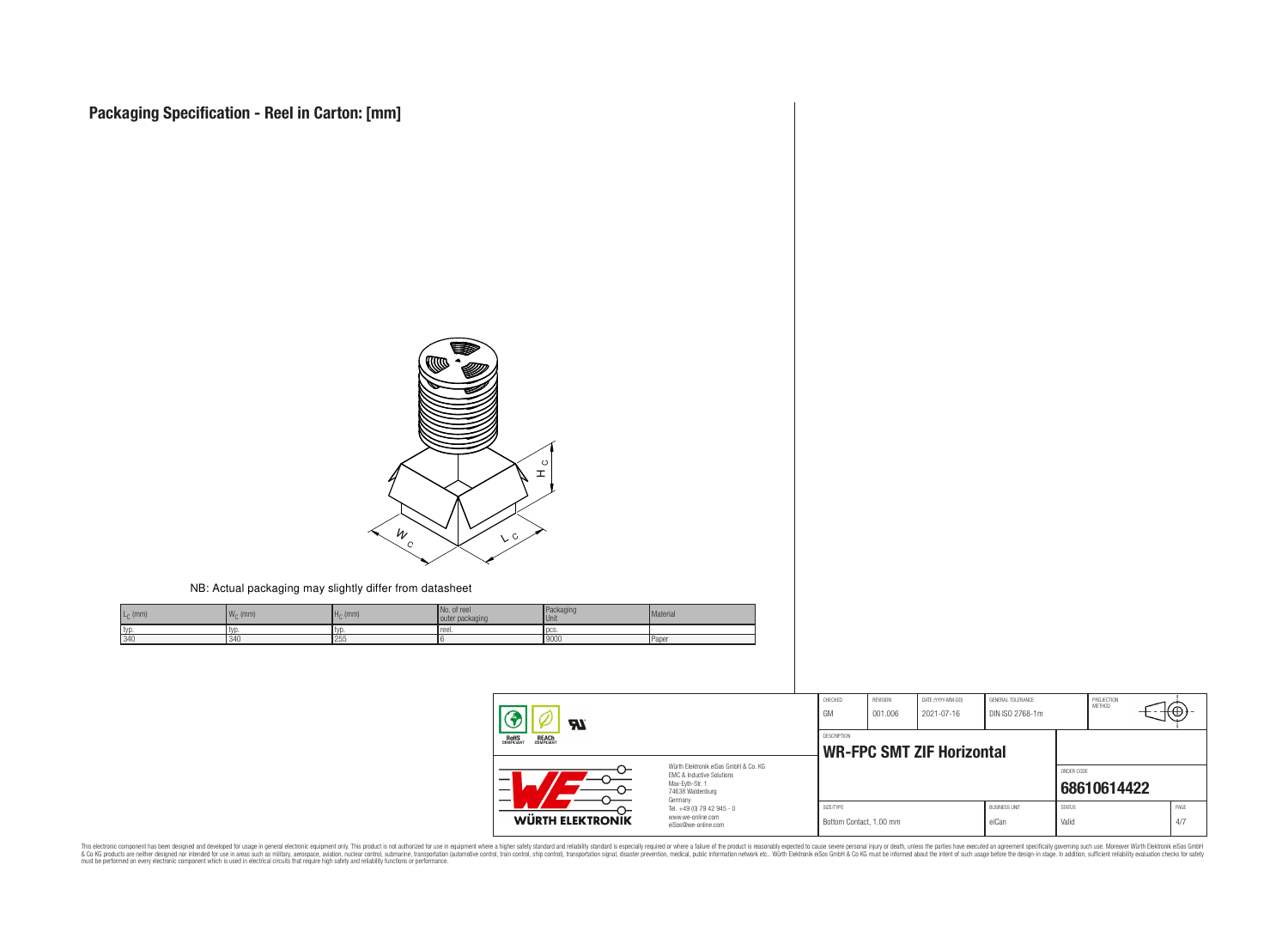# Packaging Specification - Reel in Carton: [mm]

NB: Actual packaging may slightly differ from datasheet

| $L_C$ (mm) | $W_C$ (mm) | $H_C$ (mm) | No. of reel outer packaging | Packaging Unit | Material |
|---|---|---|---|---|---|
| typ. | typ. | typ. | reel. | pcs. | |
| 340 | 340 | 255 | 6 | 9000 | Paper |

| | | CHECKED | REVISION | DATE (YYYY-MM-DD) | GENERAL TOLERANCE | PROJECTION METHOD |
|---|---|---|---|---|---|---|
| RoHS COMPLIANT, REACh COMPLIANT | | GM | 001.006 | 2021-07-16 | DIN ISO 2768-1m | |
| | | DESCRIPTION | | | | |
| WÜRTH ELEKTRONIK | Würth Elektronik eiSos GmbH & Co. KG<br>EMC & Inductive Solutions<br>Max-Eyth-Str. 1<br>74638 Waldenburg<br>Germany<br>Tel. +49 (0) 79 42 945 - 0<br>www.we-online.com<br>eiSos@we-online.com | **WR-FPC SMT ZIF Horizontal** | | | ORDER CODE | **68610614422** |
| | | SIZE/TYPE | | | BUSINESS UNIT | STATUS | PAGE |
| | | Bottom Contact, 1.00 mm | | | eiCan | Valid | 4/7 |

This electronic component has been designed and developed for usage in general electronic equipment only. This product is not authorized for use in equipment where a higher safety standard and reliability standard is especially required or where a failure of the product is reasonably expected to cause severe personal injury or death, unless the parties have executed an agreement specifically governing such use. Moreover Würth Elektronik eiSos GmbH & Co KG products are neither designed nor intended for use in areas such as military, aerospace, aviation, nuclear control, submarine, transportation (automotive control, train control, ship control), transportation signal, disaster prevention, medical, public information network etc.. Würth Elektronik eiSos GmbH & Co KG must be informed about the intent of such usage before the design-in stage. In addition, sufficient reliability evaluation checks for safety must be performed on every electronic component which is used in electrical circuits that require high safety and reliability functions or performance.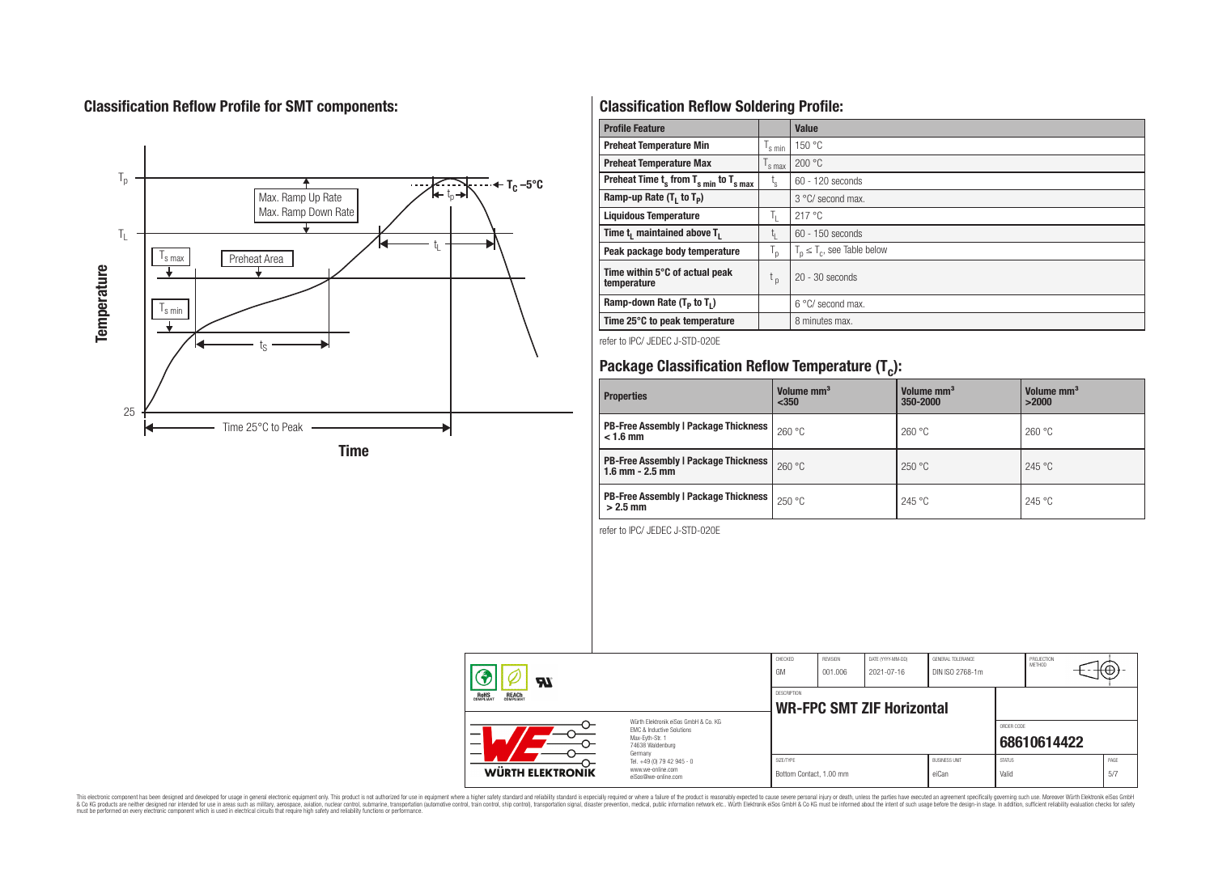## Classification Reflow Profile for SMT components:

## Classification Reflow Soldering Profile:

| Profile Feature | | Value |
|---|---|---|
| Preheat Temperature Min | $T_{s\ min}$ | 150 °C |
| Preheat Temperature Max | $T_{s\ max}$ | 200 °C |
| Preheat Time $t_s$ from $T_{s\ min}$ to $T_{s\ max}$ | $t_s$ | 60 - 120 seconds |
| Ramp-up Rate ($T_L$ to $T_P$) | | 3 °C/ second max. |
| Liquidous Temperature | $T_L$ | 217 °C |
| Time $t_L$ maintained above $T_L$ | $t_L$ | 60 - 150 seconds |
| Peak package body temperature | $T_p$ | $T_p \leq T_c$, see Table below |
| Time within 5°C of actual peak temperature | $t_p$ | 20 - 30 seconds |
| Ramp-down Rate ($T_P$ to $T_L$) | | 6 °C/ second max. |
| Time 25°C to peak temperature | | 8 minutes max. |

refer to IPC/ JEDEC J-STD-020E

## Package Classification Reflow Temperature ($T_c$):

| Properties | Volume mm³ <350 | Volume mm³ 350-2000 | Volume mm³ >2000 |
|---|---|---|---|
| PB-Free Assembly \| Package Thickness < 1.6 mm | 260 °C | 260 °C | 260 °C |
| PB-Free Assembly \| Package Thickness 1.6 mm - 2.5 mm | 260 °C | 250 °C | 245 °C |
| PB-Free Assembly \| Package Thickness > 2.5 mm | 250 °C | 245 °C | 245 °C |

refer to IPC/ JEDEC J-STD-020E

| CHECKED | REVISION | DATE (YYYY-MM-DD) | GENERAL TOLERANCE | PROJECTION METHOD |
|---|---|---|---|---|
| GM | 001.006 | 2021-07-16 | DIN ISO 2768-1m | |

DESCRIPTION: **WR-FPC SMT ZIF Horizontal**

ORDER CODE: **68610614422**

| SIZE/TYPE | BUSINESS UNIT | STATUS |
|---|---|---|
| Bottom Contact, 1.00 mm | eiCan | Valid |

Würth Elektronik eiSos GmbH & Co. KG
EMC & Inductive Solutions
Max-Eyth-Str. 1
74638 Waldenburg
Germany
Tel. +49 (0) 79 42 945 - 0
www.we-online.com
eiSos@we-online.com

This electronic component has been designed and developed for usage in general electronic equipment only. This product is not authorized for use in equipment where a higher safety standard and reliability standard is especially required or where a failure of the product is reasonably expected to cause severe personal injury or death, unless the parties have executed an agreement specifically governing such use. Moreover Würth Elektronik eiSos GmbH & Co KG products are neither designed nor intended for use in areas such as military, aerospace, aviation, nuclear control, submarine, transportation (automotive control, train control, ship control), transportation signal, disaster prevention, medical, public information network etc.. Würth Elektronik eiSos GmbH & Co KG must be informed about the intent of such usage before the design-in stage. In addition, sufficient reliability evaluation checks for safety must be performed on every electronic component which is used in electrical circuits that require high safety and reliability functions or performance.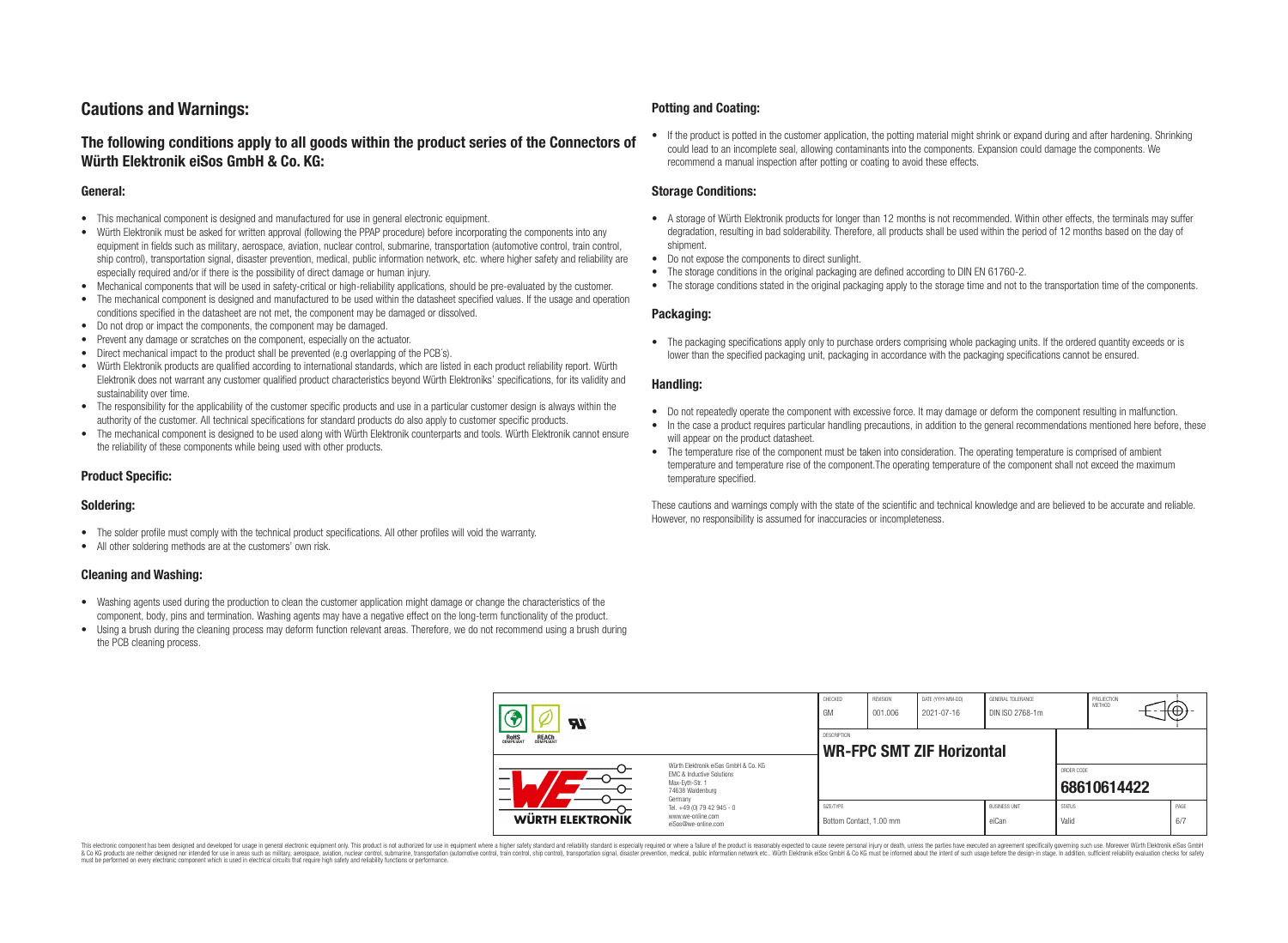# Cautions and Warnings:

## The following conditions apply to all goods within the product series of the Connectors of Würth Elektronik eiSos GmbH & Co. KG:

### General:

- This mechanical component is designed and manufactured for use in general electronic equipment.
- Würth Elektronik must be asked for written approval (following the PPAP procedure) before incorporating the components into any equipment in fields such as military, aerospace, aviation, nuclear control, submarine, transportation (automotive control, train control, ship control), transportation signal, disaster prevention, medical, public information network, etc. where higher safety and reliability are especially required and/or if there is the possibility of direct damage or human injury.
- Mechanical components that will be used in safety-critical or high-reliability applications, should be pre-evaluated by the customer.
- The mechanical component is designed and manufactured to be used within the datasheet specified values. If the usage and operation conditions specified in the datasheet are not met, the component may be damaged or dissolved.
- Do not drop or impact the components, the component may be damaged.
- Prevent any damage or scratches on the component, especially on the actuator.
- Direct mechanical impact to the product shall be prevented (e.g overlapping of the PCB´s).
- Würth Elektronik products are qualified according to international standards, which are listed in each product reliability report. Würth Elektronik does not warrant any customer qualified product characteristics beyond Würth Elektroniks' specifications, for its validity and sustainability over time.
- The responsibility for the applicability of the customer specific products and use in a particular customer design is always within the authority of the customer. All technical specifications for standard products do also apply to customer specific products.
- The mechanical component is designed to be used along with Würth Elektronik counterparts and tools. Würth Elektronik cannot ensure the reliability of these components while being used with other products.

### Product Specific:

### Soldering:

- The solder profile must comply with the technical product specifications. All other profiles will void the warranty.
- All other soldering methods are at the customers' own risk.

### Cleaning and Washing:

- Washing agents used during the production to clean the customer application might damage or change the characteristics of the component, body, pins and termination. Washing agents may have a negative effect on the long-term functionality of the product.
- Using a brush during the cleaning process may deform function relevant areas. Therefore, we do not recommend using a brush during the PCB cleaning process.

### Potting and Coating:

- If the product is potted in the customer application, the potting material might shrink or expand during and after hardening. Shrinking could lead to an incomplete seal, allowing contaminants into the components. Expansion could damage the components. We recommend a manual inspection after potting or coating to avoid these effects.

### Storage Conditions:

- A storage of Würth Elektronik products for longer than 12 months is not recommended. Within other effects, the terminals may suffer degradation, resulting in bad solderability. Therefore, all products shall be used within the period of 12 months based on the day of shipment.
- Do not expose the components to direct sunlight.
- The storage conditions in the original packaging are defined according to DIN EN 61760-2.
- The storage conditions stated in the original packaging apply to the storage time and not to the transportation time of the components.

### Packaging:

- The packaging specifications apply only to purchase orders comprising whole packaging units. If the ordered quantity exceeds or is lower than the specified packaging unit, packaging in accordance with the packaging specifications cannot be ensured.

### Handling:

- Do not repeatedly operate the component with excessive force. It may damage or deform the component resulting in malfunction.
- In the case a product requires particular handling precautions, in addition to the general recommendations mentioned here before, these will appear on the product datasheet.
- The temperature rise of the component must be taken into consideration. The operating temperature is comprised of ambient temperature and temperature rise of the component.The operating temperature of the component shall not exceed the maximum temperature specified.

These cautions and warnings comply with the state of the scientific and technical knowledge and are believed to be accurate and reliable. However, no responsibility is assumed for inaccuracies or incompleteness.

| CHECKED | REVISION | DATE (YYYY-MM-DD) | GENERAL TOLERANCE | PROJECTION METHOD |
|---|---|---|---|---|
| GM | 001.006 | 2021-07-16 | DIN ISO 2768-1m | |

DESCRIPTION: **WR-FPC SMT ZIF Horizontal**

ORDER CODE: **68610614422**

| SIZE/TYPE | BUSINESS UNIT | STATUS | PAGE |
|---|---|---|---|
| Bottom Contact, 1.00 mm | eiCan | Valid | 6/7 |

Würth Elektronik eiSos GmbH & Co. KG
EMC & Inductive Solutions
Max-Eyth-Str. 1
74638 Waldenburg
Germany
Tel. +49 (0) 79 42 945 - 0
www.we-online.com
eiSos@we-online.com

This electronic component has been designed and developed for usage in general electronic equipment only. This product is not authorized for use in equipment where a higher safety standard and reliability standard is especially required or where a failure of the product is reasonably expected to cause severe personal injury or death, unless the parties have executed an agreement specifically governing such use. Moreover Würth Elektronik eiSos GmbH & Co KG products are neither designed nor intended for use in areas such as military, aerospace, aviation, nuclear control, submarine, transportation (automotive control, train control, ship control), transportation signal, disaster prevention, medical, public information network etc.. Würth Elektronik eiSos GmbH & Co KG must be informed about the intent of such usage before the design-in stage. In addition, sufficient reliability evaluation checks for safety must be performed on every electronic component which is used in electrical circuits that require high safety and reliability functions or performance.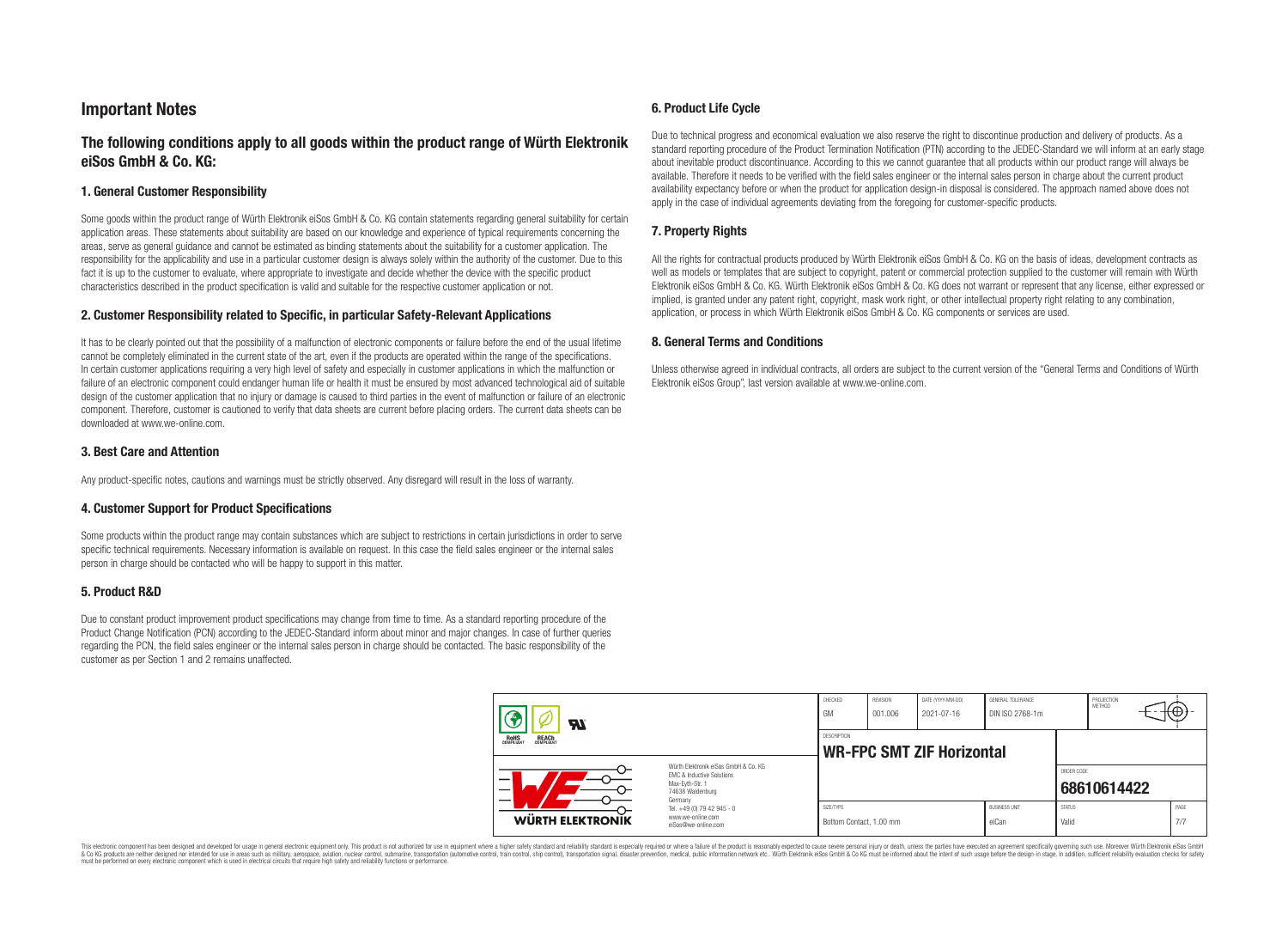# Important Notes

## The following conditions apply to all goods within the product range of Würth Elektronik eiSos GmbH & Co. KG:

### 1. General Customer Responsibility

Some goods within the product range of Würth Elektronik eiSos GmbH & Co. KG contain statements regarding general suitability for certain application areas. These statements about suitability are based on our knowledge and experience of typical requirements concerning the areas, serve as general guidance and cannot be estimated as binding statements about the suitability for a customer application. The responsibility for the applicability and use in a particular customer design is always solely within the authority of the customer. Due to this fact it is up to the customer to evaluate, where appropriate to investigate and decide whether the device with the specific product characteristics described in the product specification is valid and suitable for the respective customer application or not.

### 2. Customer Responsibility related to Specific, in particular Safety-Relevant Applications

It has to be clearly pointed out that the possibility of a malfunction of electronic components or failure before the end of the usual lifetime cannot be completely eliminated in the current state of the art, even if the products are operated within the range of the specifications. In certain customer applications requiring a very high level of safety and especially in customer applications in which the malfunction or failure of an electronic component could endanger human life or health it must be ensured by most advanced technological aid of suitable design of the customer application that no injury or damage is caused to third parties in the event of malfunction or failure of an electronic component. Therefore, customer is cautioned to verify that data sheets are current before placing orders. The current data sheets can be downloaded at www.we-online.com.

### 3. Best Care and Attention

Any product-specific notes, cautions and warnings must be strictly observed. Any disregard will result in the loss of warranty.

### 4. Customer Support for Product Specifications

Some products within the product range may contain substances which are subject to restrictions in certain jurisdictions in order to serve specific technical requirements. Necessary information is available on request. In this case the field sales engineer or the internal sales person in charge should be contacted who will be happy to support in this matter.

### 5. Product R&D

Due to constant product improvement product specifications may change from time to time. As a standard reporting procedure of the Product Change Notification (PCN) according to the JEDEC-Standard inform about minor and major changes. In case of further queries regarding the PCN, the field sales engineer or the internal sales person in charge should be contacted. The basic responsibility of the customer as per Section 1 and 2 remains unaffected.

### 6. Product Life Cycle

Due to technical progress and economical evaluation we also reserve the right to discontinue production and delivery of products. As a standard reporting procedure of the Product Termination Notification (PTN) according to the JEDEC-Standard we will inform at an early stage about inevitable product discontinuance. According to this we cannot guarantee that all products within our product range will always be available. Therefore it needs to be verified with the field sales engineer or the internal sales person in charge about the current product availability expectancy before or when the product for application design-in disposal is considered. The approach named above does not apply in the case of individual agreements deviating from the foregoing for customer-specific products.

### 7. Property Rights

All the rights for contractual products produced by Würth Elektronik eiSos GmbH & Co. KG on the basis of ideas, development contracts as well as models or templates that are subject to copyright, patent or commercial protection supplied to the customer will remain with Würth Elektronik eiSos GmbH & Co. KG. Würth Elektronik eiSos GmbH & Co. KG does not warrant or represent that any license, either expressed or implied, is granted under any patent right, copyright, mask work right, or other intellectual property right relating to any combination, application, or process in which Würth Elektronik eiSos GmbH & Co. KG components or services are used.

### 8. General Terms and Conditions

Unless otherwise agreed in individual contracts, all orders are subject to the current version of the "General Terms and Conditions of Würth Elektronik eiSos Group", last version available at www.we-online.com.

| | | | | | | |
|---|---|---|---|---|---|---|
| CHECKED GM | REVISION 001.006 | DATE (YYYY-MM-DD) 2021-07-16 | GENERAL TOLERANCE DIN ISO 2768-1m | PROJECTION METHOD | | |
| DESCRIPTION **WR-FPC SMT ZIF Horizontal** | | | | | | |
| Würth Elektronik eiSos GmbH & Co. KG, EMC & Inductive Solutions, Max-Eyth-Str. 1, 74638 Waldenburg, Germany, Tel. +49 (0) 79 42 945 - 0, www.we-online.com, eiSos@we-online.com | | | | ORDER CODE **68610614422** | | |
| SIZE/TYPE Bottom Contact, 1.00 mm | | | BUSINESS UNIT eiCan | STATUS Valid | | PAGE 7/7 |

This electronic component has been designed and developed for usage in general electronic equipment only. This product is not authorized for use in equipment where a higher safety standard and reliability standard is especially required or where a failure of the product is reasonably expected to cause severe personal injury or death, unless the parties have executed an agreement specifically governing such use. Moreover Würth Elektronik eiSos GmbH & Co KG products are neither designed nor intended for use in areas such as military, aerospace, aviation, nuclear control, submarine, transportation (automotive control, train control, ship control), transportation signal, disaster prevention, medical, public information network etc.. Würth Elektronik eiSos GmbH & Co KG must be informed about the intent of such usage before the design-in stage. In addition, sufficient reliability evaluation checks for safety must be performed on every electronic component which is used in electrical circuits that require high safety and reliability functions or performance.